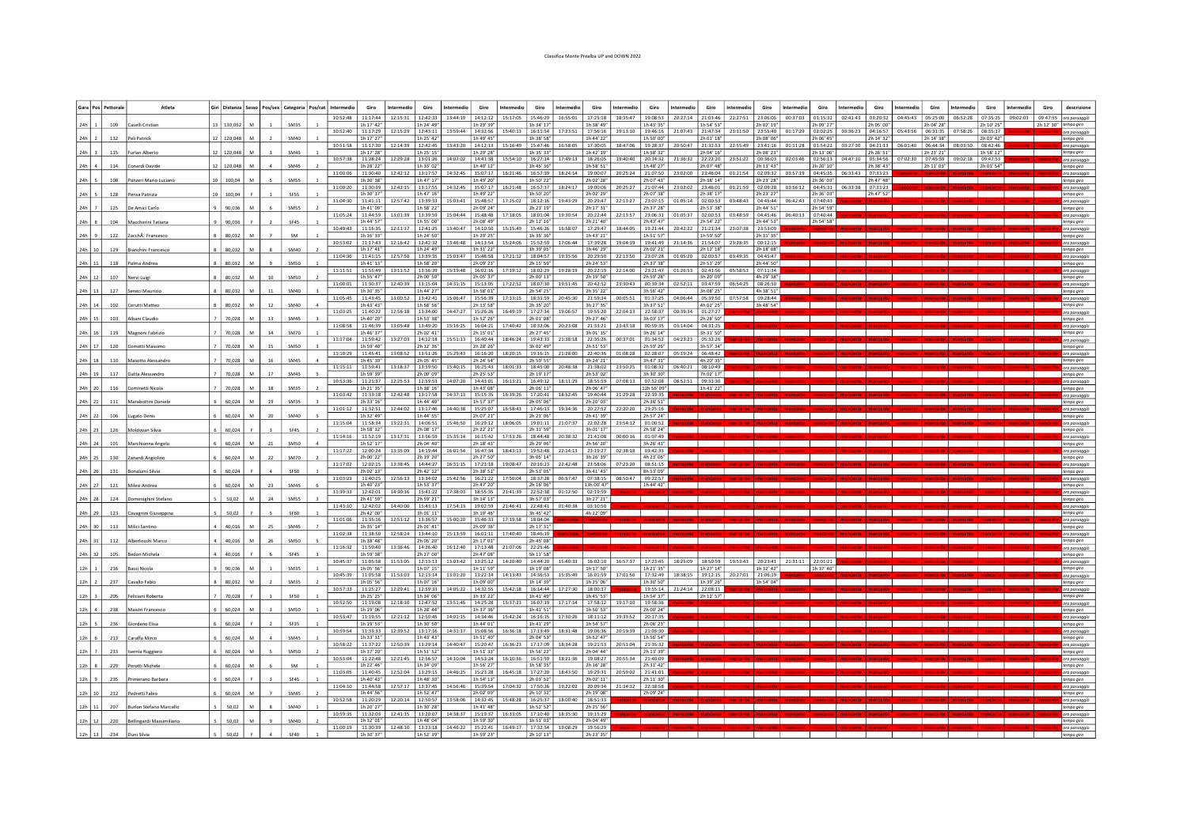Classifica Monte Prealba UP and DOWN 2022

| Gara | Pos | Pettorale | Atleta | Giri | Distanza | Sesso | Pos/sex | Categoria | Pos/cat | Intermedio | Giro | Intermedio | Giro | Intermedio | Giro | Intermedio | Giro | Intermedio | Giro | Intermedio | Giro | Intermedio | Giro | Intermedio | Giro | Intermedio | Giro | Intermedio | Giro | Intermedio | Giro | Intermedio | Giro | Intermedio | Giro | descrizione |
|---|---|---|---|---|---|---|---|---|---|---|---|---|---|---|---|---|---|---|---|---|---|---|---|---|---|---|---|---|---|---|---|---|---|---|---|---|
| 24h | 1 | 109 | Caselli Cristian | 13 | 130,052 | M | 1 | SM35 | 1 | 10:52:48 | 11:17:44 | 12:15:31 | 12:42:33 | 13:44:19 | 14:12:12 | 15:17:05 | 15:46:29 | 16:55:01 | 17:25:18 | 18:35:47 | 19:08:53 | 20:27:14 | 21:03:46 | 22:27:51 | 23:06:05 | 00:37:03 | 01:15:32 | 02:41:43 | 03:20:32 | 04:45:43 | 05:25:00 | 06:52:28 | 07:35:25 | 09:02:03 | 09:47:55 | ora passaggio |
| | | | | | | | | | | | 1h 17' 42" | | 1h 24' 49" | | 1h 29' 39" | | 1h 34' 17" | | 1h 38' 49" | | 1h 43' 35" | | 1h 54' 53" | | 2h 02' 19" | | 2h 09' 27" | | 2h 05' 00" | | 2h 04' 28" | | 2h 10' 25" | | 2h 12' 30" | tempo giro |
| 24h | 2 | 132 | Peli Patrick | 12 | 120,048 | M | 2 | SM40 | 1 | 10:52:40 | 11:17:29 | 12:15:29 | 12:43:11 | 13:59:44 | 14:32:56 | 15:40:13 | 16:11:54 | 17:23:51 | 17:56:16 | 19:13:10 | 19:46:16 | 21:07:43 | 21:47:34 | 23:11:50 | 23:55:40 | 01:17:29 | 02:02:25 | 03:36:23 | 04:16:57 | 05:43:56 | 06:31:35 | 07:58:26 | 08:35:17 | mancante | mancante | ora passaggio |
| | | | | | | | | | | | 1h 17' 37" | | 1h 25' 42" | | 1h 49' 45" | | 1h 38' 58" | | 1h 44' 22" | | 1h 50' 00" | | 2h 01' 18" | | 2h 08' 06" | | 2h 06' 45" | | 2h 14' 32" | | 2h 14' 38" | | 2h 03' 42" | | | tempo giro |
| 24h | 3 | 115 | Furlan Alberto | 12 | 120,048 | M | 3 | SM45 | 1 | 10:51:58 | 11:17:30 | 12:14:39 | 12:42:45 | 13:43:20 | 14:12:13 | 15:16:49 | 15:47:46 | 16:58:05 | 17:30:05 | 18:47:06 | 19:28:37 | 20:50:47 | 21:32:53 | 22:55:49 | 23:41:16 | 01:11:28 | 01:54:22 | 03:27:30 | 04:21:13 | 06:01:40 | 06:44:34 | 08:03:50 | 08:42:46 | mancante | mancante | ora passaggio |
| | | | | | | | | | | | 1h 17' 28" | | 1h 25' 15" | | 1h 29' 28" | | 1h 35' 33" | | 1h 42' 19" | | 1h 58' 32" | | 2h 04' 16" | | 2h 08' 23" | | 2h 13' 06" | | 2h 26' 51" | | 2h 23' 21" | | 1h 58' 12" | | | tempo giro |
| 24h | 4 | 114 | Conardi Davide | 12 | 120,048 | M | 4 | SM45 | 2 | 10:57:38 | 11:28:24 | 12:29:28 | 13:01:26 | 14:07:02 | 14:41:38 | 15:54:10 | 16:27:14 | 17:49:13 | 18:26:05 | 19:40:40 | 20:14:32 | 21:36:32 | 22:22:20 | 23:51:22 | 00:36:03 | 02:03:46 | 02:56:13 | 04:47:10 | 05:34:56 | 07:02:30 | 07:45:59 | 09:02:18 | 09:47:53 | mancante | mancante | ora passaggio |
| | | | | | | | | | | | 1h 28' 22" | | 1h 33' 02" | | 1h 40' 12" | | 1h 45' 36" | | 1h 58' 51" | | 1h 48' 27" | | 2h 07' 48" | | 2h 13' 43" | | 2h 20' 10" | | 2h 38' 43" | | 2h 11' 03" | | 2h 01' 54" | | | tempo giro |
| 24h | 5 | 108 | Panzeri Mario Luciano | 10 | 100,04 | M | 5 | SM55 | 1 | 11:00:06 | 11:30:40 | 12:42:12 | 13:17:53 | 14:32:45 | 15:07:17 | 16:21:46 | 16:57:39 | 18:24:14 | 19:00:07 | 20:25:24 | 21:07:53 | 23:02:00 | 23:46:04 | 01:21:54 | 02:09:32 | 03:57:19 | 04:45:35 | 06:33:43 | 07:33:23 | mancante | mancante | mancante | mancante | mancante | mancante | ora passaggio |
| | | | | | | | | | | | 1h 30' 38" | | 1h 47' 17" | | 1h 49' 20" | | 1h 50' 22" | | 2h 02' 28" | | 2h 07' 43" | | 2h 38' 14" | | 2h 23' 28" | | 2h 36' 03" | | 2h 47' 48" | | | | | | | tempo giro |
| 24h | 6 | 128 | Pensa Patrizia | 10 | 100,04 | F | 1 | SF55 | 1 | 11:00:20 | 11:30:39 | 12:42:15 | 13:17:55 | 14:32:45 | 15:07:17 | 16:21:48 | 16:57:18 | 18:24:17 | 19:00:06 | 20:25:27 | 21:07:44 | 23:02:02 | 23:46:01 | 01:21:59 | 02:09:28 | 03:56:12 | 04:45:31 | 06:33:38 | 07:33:23 | mancante | mancante | mancante | mancante | mancante | mancante | ora passaggio |
| | | | | | | | | | | | 1h 30' 37" | | 1h 47' 16" | | 1h 49' 22" | | 1h 50' 20" | | 2h 02' 29" | | 2h 07' 38" | | 2h 38' 17" | | 2h 23' 27" | | 2h 36' 03" | | 2h 47' 52" | | | | | | | tempo giro |
| 24h | 7 | 125 | De Amici Carlo | 9 | 90,036 | M | 6 | SM55 | 2 | 11:04:30 | 11:41:11 | 12:57:42 | 13:39:33 | 15:03:41 | 15:48:57 | 17:25:02 | 18:12:16 | 19:43:29 | 20:29:47 | 22:13:27 | 23:07:15 | 01:05:14 | 02:00:53 | 03:48:43 | 04:45:44 | 06:42:43 | 07:40:43 | mancante | mancante | mancante | mancante | mancante | mancante | mancante | mancante | ora passaggio |
| | | | | | | | | | | | 1h 41' 09" | | 1h 58' 22" | | 2h 09' 24" | | 2h 23' 19" | | 2h 17' 31" | | 2h 37' 28" | | 2h 53' 38" | | 2h 44' 51" | | 2h 54' 59" | | | | | | | | | tempo giro |
| 24h | 8 | 104 | Maccherini Tatiana | 9 | 90,036 | F | 2 | SF45 | 1 | 11:05:24 | 11:44:59 | 13:01:39 | 13:39:59 | 15:04:44 | 15:48:48 | 17:18:05 | 18:01:04 | 19:30:54 | 20:22:44 | 22:13:57 | 23:06:31 | 01:05:37 | 02:00:53 | 03:48:59 | 04:45:46 | 06:40:13 | 07:40:44 | mancante | mancante | mancante | mancante | mancante | mancante | mancante | mancante | ora passaggio |
| | | | | | | | | | | | 1h 44' 57" | | 1h 55' 00" | | 2h 08' 49" | | 2h 12' 16" | | 2h 21' 40" | | 2h 43' 47" | | 2h 54' 22" | | 2h 44' 53" | | 2h 54' 58" | | | | | | | | | tempo giro |
| 24h | 9 | 122 | ZacchÃ¨ Francesco | 8 | 80,032 | M | 7 | SM | 1 | 10:49:43 | 11:16:35 | 12:11:57 | 12:41:25 | 13:40:47 | 14:10:50 | 15:15:49 | 15:46:26 | 16:58:07 | 17:29:47 | 18:44:05 | 19:21:44 | 20:42:22 | 21:21:34 | 23:07:38 | 23:53:09 | mancante | mancante | mancante | mancante | mancante | mancante | mancante | mancante | mancante | mancante | ora passaggio |
| | | | | | | | | | | | 1h 16' 33" | | 1h 24' 50" | | 1h 29' 25" | | 1h 35' 36" | | 1h 43' 21" | | 1h 51' 57" | | 1h 59' 50" | | 2h 31' 35" | | | | | | | | | | | tempo giro |
| 24h | 10 | 129 | Bianchini Francesco | 8 | 80,032 | M | 8 | SM40 | 2 | 10:53:02 | 11:17:43 | 12:16:42 | 12:42:32 | 13:46:48 | 14:13:54 | 15:24:06 | 15:52:59 | 17:06:44 | 17:39:28 | 19:04:39 | 19:41:49 | 21:14:36 | 21:54:07 | 23:28:35 | 00:12:15 | mancante | mancante | mancante | mancante | mancante | mancante | mancante | mancante | mancante | mancante | ora passaggio |
| | | | | | | | | | | | 1h 17' 41" | | 1h 24' 49" | | 1h 31' 22" | | 1h 39' 05" | | 1h 46' 29" | | 2h 02' 21" | | 2h 12' 18" | | 2h 18' 08" | | | | | | | | | | | tempo giro |
| 24h | 11 | 118 | Palma Andrea | 8 | 80,032 | M | 9 | SM50 | 1 | 11:04:36 | 11:41:15 | 12:57:50 | 13:39:35 | 15:03:47 | 15:48:58 | 17:21:12 | 18:04:57 | 19:35:56 | 20:29:50 | 22:13:50 | 23:07:28 | 01:05:20 | 02:00:57 | 03:49:35 | 04:45:47 | mancante | mancante | mancante | mancante | mancante | mancante | mancante | mancante | mancante | mancante | ora passaggio |
| | | | | | | | | | | | 1h 41' 13" | | 1h 58' 20" | | 2h 09' 23" | | 2h 15' 59" | | 2h 24' 53" | | 2h 37' 38" | | 2h 53' 29" | | 2h 44' 50" | | | | | | | | | | | tempo giro |
| 24h | 12 | 107 | Nervi Luigi | 8 | 80,032 | M | 10 | SM50 | 2 | 11:11:51 | 11:55:49 | 13:11:52 | 13:56:39 | 15:19:48 | 16:02:16 | 17:19:12 | 18:02:29 | 19:28:19 | 20:22:19 | 22:14:00 | 23:21:47 | 01:26:53 | 02:41:56 | 05:58:53 | 07:11:34 | mancante | mancante | mancante | mancante | mancante | mancante | mancante | mancante | mancante | mancante | ora passaggio |
| | | | | | | | | | | | 1h 55' 47" | | 2h 00' 50" | | 2h 05' 37" | | 2h 00' 13" | | 2h 19' 50" | | 2h 59' 28" | | 3h 20' 09" | | 4h 29' 38" | | | | | | | | | | | tempo giro |
| 24h | 13 | 127 | Seneci Maurizio | 8 | 80,032 | M | 11 | SM40 | 3 | 11:00:01 | 11:30:37 | 12:40:39 | 13:15:04 | 14:31:15 | 15:13:05 | 17:22:52 | 18:07:30 | 19:51:45 | 20:42:52 | 23:30:43 | 00:39:34 | 02:52:11 | 03:47:59 | 06:54:25 | 08:26:50 | mancante | mancante | mancante | mancante | mancante | mancante | mancante | mancante | mancante | mancante | ora passaggio |
| | | | | | | | | | | | 1h 30' 35" | | 1h 44' 27" | | 1h 58' 01" | | 2h 54' 25" | | 2h 35' 22" | | 3h 56' 42" | | 3h 08' 25" | | 4h 38' 51" | | | | | | | | | | | tempo giro |
| 24h | 14 | 102 | Cerutti Matteo | 8 | 80,032 | M | 12 | SM40 | 4 | 11:05:45 | 11:43:45 | 13:00:52 | 13:42:41 | 15:06:47 | 15:56:39 | 17:33:15 | 18:31:59 | 20:45:30 | 21:59:14 | 00:05:51 | 01:37:25 | 04:06:44 | 05:39:50 | 07:57:58 | 09:28:44 | mancante | mancante | mancante | mancante | mancante | mancante | mancante | mancante | mancante | mancante | ora passaggio |
| | | | | | | | | | | | 1h 43' 43" | | 1h 58' 56" | | 2h 13' 58" | | 2h 35' 20" | | 3h 27' 15" | | 3h 37' 51" | | 4h 02' 25" | | 3h 48' 54" | | | | | | | | | | | tempo giro |
| 24h | 15 | 103 | Albani Claudio | 7 | 70,028 | M | 13 | SM45 | 3 | 11:03:25 | 11:40:22 | 12:56:18 | 13:34:00 | 14:47:27 | 15:26:26 | 16:49:19 | 17:27:34 | 19:06:57 | 19:55:20 | 22:04:13 | 22:58:37 | 00:39:34 | 01:27:27 | mancante | mancante | mancante | mancante | mancante | mancante | mancante | mancante | mancante | mancante | mancante | mancante | ora passaggio |
| | | | | | | | | | | | 1h 40' 20" | | 1h 53' 38" | | 1h 52' 26" | | 2h 01' 08" | | 2h 27' 46" | | 3h 03' 17" | | 2h 28' 50" | | | | | | | | | | | | | tempo giro |
| 24h | 16 | 119 | Magnoni Fabrizio | 7 | 70,028 | M | 14 | SM70 | 1 | 11:08:58 | 11:46:39 | 13:05:48 | 13:49:20 | 15:16:25 | 16:04:21 | 17:40:42 | 18:32:06 | 20:23:08 | 21:33:21 | 23:43:18 | 00:59:35 | 03:14:04 | 04:31:25 | mancante | mancante | mancante | mancante | mancante | mancante | mancante | mancante | mancante | mancante | mancante | mancante | ora passaggio |
| | | | | | | | | | | | 1h 46' 37" | | 2h 02' 41" | | 2h 15' 01" | | 2h 27' 45" | | 3h 01' 15" | | 3h 26' 14" | | 3h 31' 50" | | | | | | | | | | | | | tempo giro |
| 24h | 17 | 120 | Cometti Massimo | 7 | 70,028 | M | 15 | SM50 | 3 | 11:17:04 | 11:59:42 | 13:27:03 | 14:12:18 | 15:51:13 | 16:40:44 | 18:46:24 | 19:43:33 | 21:38:18 | 22:35:26 | 00:37:01 | 01:34:52 | 04:23:23 | 05:32:26 | mancante | mancante | mancante | mancante | mancante | mancante | mancante | mancante | mancante | mancante | mancante | mancante | ora passaggio |
| | | | | | | | | | | | 1h 59' 40" | | 2h 12' 36" | | 2h 28' 26" | | 3h 02' 49" | | 2h 51' 53" | | 2h 59' 26" | | 3h 57' 34" | | | | | | | | | | | | | tempo giro |
| 24h | 18 | 110 | Masotto Alessandro | 7 | 70,028 | M | 16 | SM45 | 4 | 11:10:29 | 11:45:41 | 13:08:52 | 13:51:26 | 15:29:43 | 16:16:20 | 18:20:15 | 19:16:15 | 21:28:00 | 22:40:16 | 01:08:28 | 02:28:07 | 05:19:24 | 06:48:42 | mancante | mancante | mancante | mancante | mancante | mancante | mancante | mancante | mancante | mancante | mancante | mancante | ora passaggio |
| | | | | | | | | | | | 1h 45' 39" | | 2h 05' 45" | | 2h 24' 54" | | 2h 59' 55" | | 3h 24' 01" | | 3h 47' 51" | | 4h 20' 35" | | | | | | | | | | | | | tempo giro |
| 24h | 19 | 117 | Gatta Alessandro | 7 | 70,028 | M | 17 | SM45 | 5 | 11:15:11 | 11:59:41 | 13:18:37 | 13:59:50 | 15:40:15 | 16:25:43 | 18:01:33 | 18:45:00 | 20:48:38 | 21:38:02 | 23:50:25 | 01:08:32 | 06:40:21 | 08:10:49 | mancante | mancante | mancante | mancante | mancante | mancante | mancante | mancante | mancante | mancante | mancante | mancante | ora passaggio |
| | | | | | | | | | | | 1h 59' 39" | | 2h 00' 09" | | 2h 25' 53" | | 2h 19' 17" | | 2h 53' 02" | | 3h 30' 30" | | 7h 02' 17" | | | | | | | | | | | | | tempo giro |
| 24h | 20 | 116 | Cominetti Nicola | 7 | 70,028 | M | 18 | SM35 | 2 | 10:53:36 | 11:21:37 | 12:25:53 | 12:59:53 | 14:07:20 | 14:43:01 | 16:13:21 | 16:49:12 | 18:11:29 | 18:55:59 | 07:08:13 | 07:52:08 | 08:52:51 | 09:33:30 | mancante | mancante | mancante | mancante | mancante | mancante | mancante | mancante | mancante | mancante | mancante | mancante | ora passaggio |
| | | | | | | | | | | | 1h 21' 35" | | 1h 38' 16" | | 1h 43' 08" | | 2h 06' 11" | | 2h 06' 47" | | 12h 56' 09" | | 1h 41' 22" | | | | | | | | | | | | | tempo giro |
| 24h | 21 | 111 | Marabottini Daniele | 6 | 60,024 | M | 19 | SM35 | 3 | 11:03:42 | 11:33:18 | 12:42:48 | 13:17:58 | 14:37:13 | 15:15:35 | 16:39:26 | 17:20:41 | 18:52:45 | 19:40:44 | 21:29:28 | 22:19:35 | mancante | mancante | mancante | mancante | mancante | mancante | mancante | mancante | mancante | mancante | mancante | mancante | mancante | mancante | ora passaggio |
| | | | | | | | | | | | 1h 33' 16" | | 1h 44' 40" | | 1h 57' 37" | | 2h 05' 06" | | 2h 20' 03" | | 2h 38' 51" | | | | | | | | | | | | | | | tempo giro |
| 24h | 22 | 106 | Lugato Denis | 6 | 60,024 | M | 20 | SM40 | 5 | 11:01:12 | 11:32:51 | 12:44:02 | 13:17:46 | 14:40:38 | 15:25:07 | 16:58:43 | 17:46:13 | 19:34:36 | 20:27:52 | 22:20:20 | 23:25:16 | mancante | mancante | mancante | mancante | mancante | mancante | mancante | mancante | mancante | mancante | mancante | mancante | mancante | mancante | ora passaggio |
| | | | | | | | | | | | 1h 32' 49" | | 1h 44' 55" | | 2h 07' 21" | | 2h 21' 06" | | 2h 41' 39" | | 2h 57' 24" | | | | | | | | | | | | | | | tempo giro |
| 24h | 23 | 126 | Moldovan Silvia | 6 | 60,024 | F | 3 | SF45 | 2 | 11:15:04 | 11:58:34 | 13:22:31 | 14:06:51 | 15:46:50 | 16:29:12 | 18:06:05 | 19:01:11 | 21:07:37 | 22:02:28 | 23:54:12 | 01:00:52 | mancante | mancante | mancante | mancante | mancante | mancante | mancante | mancante | mancante | mancante | mancante | mancante | mancante | mancante | ora passaggio |
| | | | | | | | | | | | 1h 58' 32" | | 2h 08' 17" | | 2h 22' 21" | | 2h 31' 59" | | 3h 01' 17" | | 2h 58' 24" | | | | | | | | | | | | | | | tempo giro |
| 24h | 24 | 101 | Marchionna Angelo | 6 | 60,024 | M | 21 | SM50 | 4 | 11:14:16 | 11:52:19 | 13:17:31 | 13:56:59 | 15:35:14 | 16:15:42 | 17:53:26 | 18:44:48 | 20:38:32 | 21:41:08 | 00:00:16 | 01:07:49 | mancante | mancante | mancante | mancante | mancante | mancante | mancante | mancante | mancante | mancante | mancante | mancante | mancante | mancante | ora passaggio |
| | | | | | | | | | | | 1h 52' 17" | | 2h 04' 40" | | 2h 18' 43" | | 2h 29' 06" | | 2h 56' 20" | | 3h 26' 41" | | | | | | | | | | | | | | | tempo giro |
| 24h | 25 | 130 | Zanardi Angiolino | 6 | 60,024 | M | 22 | SM70 | 2 | 11:17:22 | 12:00:24 | 13:35:09 | 14:19:44 | 16:01:54 | 16:47:34 | 18:43:13 | 19:52:48 | 22:14:13 | 23:19:27 | 02:38:18 | 03:42:33 | mancante | mancante | mancante | mancante | mancante | mancante | mancante | mancante | mancante | mancante | mancante | mancante | mancante | mancante | ora passaggio |
| | | | | | | | | | | | 2h 00' 22" | | 2h 19' 20" | | 2h 27' 50" | | 3h 05' 14" | | 3h 26' 39" | | 4h 23' 06" | | | | | | | | | | | | | | | tempo giro |
| 24h | 26 | 131 | Bonaiumi Silvia | 6 | 60,024 | F | 4 | SF50 | 1 | 11:17:02 | 12:02:15 | 13:38:45 | 14:44:27 | 16:31:15 | 17:23:18 | 19:08:47 | 20:16:23 | 22:42:48 | 23:58:06 | 07:23:20 | 08:51:15 | mancante | mancante | mancante | mancante | mancante | mancante | mancante | mancante | mancante | mancante | mancante | mancante | mancante | mancante | ora passaggio |
| | | | | | | | | | | | 2h 02' 13" | | 2h 42' 12" | | 2h 38' 51" | | 2h 53' 05" | | 3h 41' 43" | | 8h 53' 09" | | | | | | | | | | | | | | | tempo giro |
| 24h | 27 | 121 | Milesi Andrea | 6 | 60,024 | M | 23 | SM45 | 6 | 11:03:23 | 11:40:25 | 12:56:13 | 13:34:02 | 15:42:56 | 16:21:22 | 17:50:04 | 18:37:28 | 06:57:47 | 07:38:15 | 08:50:47 | 09:22:57 | mancante | mancante | mancante | mancante | mancante | mancante | mancante | mancante | mancante | mancante | mancante | mancante | mancante | mancante | ora passaggio |
| | | | | | | | | | | | 1h 40' 23" | | 1h 53' 37" | | 2h 47' 20" | | 2h 16' 06" | | 13h 00' 47" | | 1h 44' 42" | | | | | | | | | | | | | | | tempo giro |
| 24h | 28 | 124 | Domenighini Stefano | 5 | 50,02 | M | 24 | SM55 | 3 | 11:39:33 | 12:42:01 | 14:30:16 | 15:41:22 | 17:38:03 | 18:55:35 | 21:41:39 | 22:52:38 | 01:12:50 | 02:19:59 | mancante | mancante | mancante | mancante | mancante | mancante | mancante | mancante | mancante | mancante | mancante | mancante | mancante | mancante | mancante | mancante | ora passaggio |
| | | | | | | | | | | | 2h 41' 59" | | 2h 59' 21" | | 3h 14' 13" | | 3h 57' 03" | | 3h 27' 21" | | | | | | | | | | | | | | | | | tempo giro |
| 24h | 29 | 123 | Cavagnini Giuseppina | 5 | 50,02 | F | 5 | SF60 | 1 | 11:43:10 | 12:42:02 | 14:40:00 | 15:43:13 | 17:54:13 | 19:02:59 | 21:46:41 | 22:48:41 | 01:40:38 | 03:10:50 | mancante | mancante | mancante | mancante | mancante | mancante | mancante | mancante | mancante | mancante | mancante | mancante | mancante | mancante | mancante | mancante | ora passaggio |
| | | | | | | | | | | | 2h 42' 00" | | 3h 01' 11" | | 3h 19' 46" | | 3h 45' 42" | | 4h 22' 09" | | | | | | | | | | | | | | | | | tempo giro |
| 24h | 30 | 113 | Milici Santino | 4 | 40,016 | M | 25 | SM45 | 7 | 11:01:06 | 11:35:16 | 12:51:12 | 13:36:57 | 15:00:20 | 15:36:33 | 17:19:58 | 18:04:04 | mancante | mancante | mancante | mancante | mancante | mancante | mancante | mancante | mancante | mancante | mancante | mancante | mancante | mancante | mancante | mancante | mancante | mancante | ora passaggio |
| | | | | | | | | | | | 1h 35' 14" | | 2h 01' 41" | | 2h 09' 36" | | 2h 17' 31" | | | | | | | | | | | | | | | | | | | tempo giro |
| 24h | 31 | 112 | Albertocchi Marco | 4 | 40,016 | M | 26 | SM50 | 5 | 11:02:38 | 11:38:50 | 12:58:24 | 13:44:10 | 15:13:59 | 16:01:11 | 17:40:40 | 18:46:19 | mancante | mancante | mancante | mancante | mancante | mancante | mancante | mancante | mancante | mancante | mancante | mancante | mancante | mancante | mancante | mancante | mancante | mancante | ora passaggio |
| | | | | | | | | | | | 1h 38' 48" | | 2h 05' 20" | | 2h 17' 01" | | 2h 45' 08" | | | | | | | | | | | | | | | | | | | tempo giro |
| 24h | 32 | 105 | Bedon Michela | 4 | 40,016 | F | 6 | SF45 | 3 | 11:16:32 | 11:59:40 | 13:36:46 | 14:26:40 | 16:12:40 | 17:13:48 | 21:07:06 | 22:25:46 | mancante | mancante | mancante | mancante | mancante | mancante | mancante | mancante | mancante | mancante | mancante | mancante | mancante | mancante | mancante | mancante | mancante | mancante | ora passaggio |
| | | | | | | | | | | | 1h 59' 38" | | 2h 27' 00" | | 2h 47' 08" | | 5h 11' 58" | | | | | | | | | | | | | | | | | | | tempo giro |
| 12h | 1 | 216 | Bassi Nicola | 9 | 90,036 | M | 1 | SM35 | 1 | 10:45:37 | 11:05:58 | 11:53:05 | 12:13:13 | 13:03:42 | 13:25:12 | 14:20:40 | 14:44:20 | 15:40:33 | 16:02:10 | 16:57:37 | 17:23:45 | 18:25:09 | 18:50:59 | 19:53:43 | 20:23:41 | 21:31:11 | 22:01:21 | mancante | mancante | mancante | mancante | mancante | mancante | mancante | mancante | ora passaggio |
| | | | | | | | | | | | 1h 05' 56" | | 1h 07' 15" | | 1h 11' 59" | | 1h 19' 08" | | 1h 17' 50" | | 1h 21' 35" | | 1h 27' 14" | | 1h 32' 42" | | 1h 37' 40" | | | | | | | | | tempo giro |
| 12h | 2 | 237 | Cavallo Fabio | 8 | 80,032 | M | 2 | SM35 | 2 | 10:45:39 | 11:05:58 | 11:53:03 | 12:13:14 | 13:01:20 | 13:22:14 | 14:13:43 | 14:36:53 | 15:35:49 | 16:01:59 | 17:01:56 | 17:32:49 | 18:38:15 | 19:12:15 | 20:27:01 | 21:06:19 | mancante | mancante | mancante | mancante | mancante | mancante | mancante | mancante | mancante | mancante | ora passaggio |
| | | | | | | | | | | | 1h 05' 56" | | 1h 07' 16" | | 1h 09' 00" | | 1h 14' 39" | | 1h 25' 06" | | 1h 30' 50" | | 1h 39' 26" | | 1h 54' 04" | | | | | | | | | | | tempo giro |
| 12h | 3 | 205 | Feliciani Roberta | 7 | 70,028 | F | 1 | SF50 | 1 | 10:57:33 | 11:25:27 | 12:29:41 | 12:59:33 | 14:05:22 | 14:32:55 | 15:42:18 | 16:14:44 | 17:27:30 | 18:00:37 | mancante | 19:55:14 | 21:24:14 | 22:08:11 | mancante | mancante | mancante | mancante | mancante | mancante | mancante | mancante | mancante | mancante | mancante | mancante | ora passaggio |
| | | | | | | | | | | | 1h 25' 25" | | 1h 34' 06" | | 1h 33' 22" | | 1h 41' 49" | | 1h 45' 53" | | 1h 54' 37" | | 2h 12' 57" | | | | | | | | | | | | | tempo giro |
| 12h | 4 | 238 | Maistri Francesco | 6 | 60,024 | M | 3 | SM50 | 1 | 10:52:50 | 11:19:08 | 12:18:10 | 12:47:52 | 13:51:45 | 14:25:28 | 15:37:23 | 16:07:19 | 17:17:14 | 17:58:12 | 19:17:10 | 19:58:36 | mancante | mancante | mancante | mancante | mancante | mancante | mancante | mancante | mancante | mancante | mancante | mancante | mancante | mancante | ora passaggio |
| | | | | | | | | | | | 1h 19' 06" | | 1h 28' 44" | | 1h 37' 36" | | 1h 41' 51" | | 1h 50' 53" | | 2h 00' 24" | | | | | | | | | | | | | | | tempo giro |
| 12h | 5 | 236 | Giordano Elisa | 6 | 60,024 | F | 2 | SF35 | 1 | 10:53:47 | 11:19:55 | 12:21:12 | 12:50:41 | 14:01:15 | 14:34:46 | 15:42:24 | 16:16:15 | 17:30:26 | 18:11:12 | 19:33:52 | 20:17:35 | mancante | mancante | mancante | mancante | mancante | mancante | mancante | mancante | mancante | mancante | mancante | mancante | mancante | mancante | ora passaggio |
| | | | | | | | | | | | 1h 19' 53" | | 1h 30' 50" | | 1h 44' 01" | | 1h 41' 29" | | 1h 54' 57" | | 2h 06' 23" | | | | | | | | | | | | | | | tempo giro |
| 12h | 6 | 213 | Caraffa Mirco | 6 | 60,024 | M | 4 | SM45 | 1 | 10:59:54 | 11:33:33 | 12:39:52 | 13:17:16 | 14:31:17 | 15:08:56 | 16:36:18 | 17:13:49 | 18:31:48 | 19:06:36 | 20:19:39 | 21:03:30 | mancante | mancante | mancante | mancante | mancante | mancante | mancante | mancante | mancante | mancante | mancante | mancante | mancante | mancante | ora passaggio |
| | | | | | | | | | | | 1h 33' 31" | | 1h 43' 43" | | 1h 51' 40" | | 2h 04' 53" | | 1h 52' 47" | | 1h 56' 54" | | | | | | | | | | | | | | | tempo giro |
| 12h | 7 | 233 | Isernia Ruggiero | 6 | 60,024 | M | 5 | SM50 | 2 | 10:58:22 | 11:37:22 | 12:50:39 | 13:29:14 | 14:40:47 | 15:20:47 | 16:36:23 | 17:17:09 | 18:34:28 | 19:21:53 | 20:51:42 | 21:35:32 | mancante | mancante | mancante | mancante | mancante | mancante | mancante | mancante | mancante | mancante | mancante | mancante | mancante | mancante | ora passaggio |
| | | | | | | | | | | | 1h 37' 20" | | 1h 51' 52" | | 1h 51' 33" | | 1h 56' 22" | | 2h 04' 44" | | 2h 13' 39" | | | | | | | | | | | | | | | tempo giro |
| 12h | 8 | 229 | Perotti Michele | 6 | 60,024 | M | 6 | SM | 1 | 10:55:04 | 11:22:48 | 12:21:45 | 12:56:57 | 14:10:04 | 14:53:24 | 16:10:56 | 16:51:59 | 18:21:36 | 19:08:27 | 20:55:34 | 21:40:09 | mancante | mancante | mancante | mancante | mancante | mancante | mancante | mancante | mancante | mancante | mancante | mancante | mancante | mancante | ora passaggio |
| | | | | | | | | | | | 1h 22' 46" | | 1h 34' 09" | | 1h 56' 27" | | 1h 58' 35" | | 2h 16' 28" | | 2h 31' 42" | | | | | | | | | | | | | | | tempo giro |
| 12h | 9 | 235 | Primerano Barbara | 6 | 60,024 | F | 3 | SF45 | 1 | 11:03:05 | 11:40:45 | 12:52:04 | 13:29:15 | 14:46:25 | 15:23:28 | 16:45:18 | 17:27:20 | 18:43:50 | 19:29:31 | 20:59:02 | 21:41:01 | mancante | mancante | mancante | mancante | mancante | mancante | mancante | mancante | mancante | mancante | mancante | mancante | mancante | mancante | ora passaggio |
| | | | | | | | | | | | 1h 40' 43" | | 1h 48' 30" | | 1h 54' 13" | | 2h 03' 52" | | 2h 02' 11" | | 2h 11' 30" | | | | | | | | | | | | | | | tempo giro |
| 12h | 10 | 232 | Pedretti Fabio | 6 | 60,024 | M | 7 | SM45 | 2 | 11:04:10 | 11:44:58 | 12:57:17 | 13:37:45 | 14:56:46 | 15:39:54 | 17:04:32 | 17:50:26 | 19:22:02 | 20:09:34 | 21:34:32 | 22:18:58 | mancante | mancante | mancante | mancante | mancante | mancante | mancante | mancante | mancante | mancante | mancante | mancante | mancante | mancante | ora passaggio |
| | | | | | | | | | | | 1h 44' 56" | | 1h 52' 47" | | 2h 02' 09" | | 2h 10' 32" | | 2h 19' 08" | | 2h 09' 24" | | | | | | | | | | | | | | | tempo giro |
| 12h | 11 | 207 | Burlon Stefano Marcello | 5 | 50,02 | M | 8 | SM40 | 3 | 10:52:58 | 11:20:29 | 12:20:14 | 12:50:57 | 13:58:06 | 14:32:45 | 15:48:28 | 16:25:37 | 18:00:40 | 18:51:33 | mancante | mancante | mancante | mancante | mancante | mancante | mancante | mancante | mancante | mancante | mancante | mancante | mancante | mancante | mancante | mancante | ora passaggio |
| | | | | | | | | | | | 1h 20' 27" | | 1h 30' 28" | | 1h 41' 48" | | 1h 52' 52" | | 2h 25' 56" | | | | | | | | | | | | | | | | | tempo giro |
| 12h | 12 | 220 | Bellingardi Massimiliano | 5 | 50,02 | M | 9 | SM40 | 4 | 10:59:35 | 11:32:03 | 12:41:15 | 13:20:07 | 14:38:37 | 15:19:37 | 16:33:05 | 17:10:40 | 18:35:30 | 19:15:29 | mancante | mancante | mancante | mancante | mancante | mancante | mancante | mancante | mancante | mancante | mancante | mancante | mancante | mancante | mancante | mancante | ora passaggio |
| | | | | | | | | | | | 1h 32' 01" | | 1h 48' 04" | | 1h 59' 30" | | 1h 51' 03" | | 2h 04' 49" | | | | | | | | | | | | | | | | | tempo giro |
| 12h | 13 | 234 | Duni Silvia | 5 | 50,02 | F | 4 | SF40 | 1 | 11:00:19 | 11:30:39 | 12:48:10 | 13:23:18 | 14:46:22 | 15:22:41 | 16:49:17 | 17:32:54 | 19:08:29 | 19:56:29 | mancante | mancante | mancante | mancante | mancante | mancante | mancante | mancante | mancante | mancante | mancante | mancante | mancante | mancante | mancante | mancante | ora passaggio |
| | | | | | | | | | | | 1h 30' 37" | | 1h 52' 39" | | 1h 59' 23" | | 2h 10' 13" | | 2h 23' 35" | | | | | | | | | | | | | | | | | tempo giro |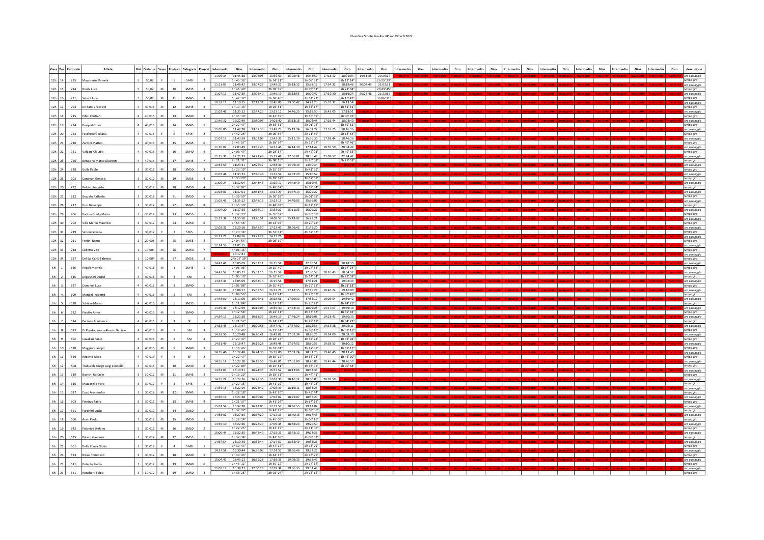Classifica Monte Prealba UP and DOWN 2022

| Gara | Pos | Pettorale | Atleta | Giri | Distanza | Sesso | Pos/sex | Categoria | Pos/cat | Intermedio | Giro | Intermedio | Giro | Intermedio | Giro | Intermedio | Giro | Intermedio | Giro | descrizione |
|---|---|---|---|---|---|---|---|---|---|---|---|---|---|---|---|---|---|---|---|---|
| 12h | 14 | 225 | Maccherini Pamela | 5 | 50,02 | F | 5 | SF40 | 2 | 11:05:34 | 11:45:38 | 13:02:05 | 13:39:59 | 15:05:48 | 15:48:50 | 17:18:12 | 18:01:04 | 19:31:35 | 20:26:27 | ora passaggio |
| | | | | | | | | | | | 1h 45' 36" | | 1h 54' 21" | | 2h 08' 51" | | 2h 12' 14" | | 2h 25' 23" | tempo giro |
| 12h | 15 | 214 | Borini Luca | 5 | 50,02 | M | 10 | SM35 | 3 | 11:11:03 | 11:46:42 | 13:07:27 | 13:49:21 | 15:18:12 | 15:58:12 | 17:34:32 | 18:19:46 | 20:02:49 | 21:03:31 | ora passaggio |
| | | | | | | | | | | | 1h 46' 40" | | 2h 02' 39" | | 2h 08' 51" | | 2h 21' 34" | | 2h 43' 45" | tempo giro |
| 12h | 16 | 221 | Salvini Aldo | 5 | 50,02 | M | 11 | SM45 | 3 | 11:07:11 | 11:47:39 | 13:06:40 | 13:46:19 | 15:18:55 | 16:00:42 | 17:32:30 | 18:16:24 | 20:23:46 | 21:22:55 | ora passaggio |
| | | | | | | | | | | | 1h 47' 37" | | 1h 58' 40" | | 2h 14' 23" | | 2h 15' 42" | | 3h 06' 31" | tempo giro |
| 12h | 17 | 204 | De Santis Fabrizio | 4 | 40,016 | M | 12 | SM45 | 4 | 10:53:11 | 11:19:15 | 12:19:31 | 12:46:06 | 13:50:47 | 14:22:23 | 15:37:32 | 16:13:54 | mancante | mancante | ora passaggio |
| | | | | | | | | | | | 1h 19' 13" | | 1h 26' 51" | | 1h 36' 17" | | 1h 51' 31" | mancante | mancante | tempo giro |
| 12h | 18 | 215 | Pibiri Cristian | 4 | 40,016 | M | 13 | SM40 | 3 | 11:02:46 | 11:35:12 | 12:47:23 | 13:23:11 | 14:46:25 | 15:18:50 | 16:43:05 | 17:18:51 | mancante | mancante | ora passaggio |
| | | | | | | | | | | | 1h 35' 10" | | 1h 47' 59" | | 1h 55' 39" | | 2h 00' 01" | mancante | mancante | tempo giro |
| 12h | 19 | 224 | Pasquali Uber | 4 | 40,016 | M | 14 | SM45 | 5 | 11:46:32 | 12:22:49 | 13:30:03 | 14:01:46 | 15:18:15 | 16:02:48 | 17:26:44 | 18:02:40 | mancante | mancante | ora passaggio |
| | | | | | | | | | | | 2h 22' 47" | | 1h 38' 51" | | 2h 01' 08" | | 1h 59' 52" | mancante | mancante | tempo giro |
| 12h | 20 | 223 | Facchetti Giuliana | 4 | 40,016 | F | 6 | SF45 | 2 | 11:05:00 | 11:42:28 | 13:07:33 | 13:49:23 | 15:19:24 | 16:01:22 | 17:33:25 | 18:16:16 | mancante | mancante | ora passaggio |
| | | | | | | | | | | | 1h 42' 26" | | 2h 06' 55" | | 2h 11' 59" | | 2h 14' 54" | mancante | mancante | tempo giro |
| 12h | 21 | 210 | Zardini Matteo | 4 | 40,016 | M | 15 | SM45 | 6 | 11:07:15 | 11:43:59 | 13:02:09 | 13:42:33 | 15:11:19 | 15:56:30 | 17:38:44 | 18:46:16 | mancante | mancante | ora passaggio |
| | | | | | | | | | | | 1h 43' 57" | | 1h 58' 34" | | 2h 13' 57" | | 2h 49' 46" | mancante | mancante | tempo giro |
| 12h | 22 | 231 | Valdani Claudio | 4 | 40,016 | M | 16 | SM40 | 4 | 11:16:02 | 12:03:49 | 13:35:45 | 14:32:46 | 16:14:19 | 17:14:47 | 18:55:59 | 20:04:42 | mancante | mancante | ora passaggio |
| | | | | | | | | | | | 2h 03' 47" | | 2h 28' 57" | | 2h 42' 01" | | 2h 49' 55" | mancante | mancante | tempo giro |
| 12h | 23 | 226 | Bonacina Marco Giovanni | 4 | 40,016 | M | 17 | SM45 | 7 | 11:25:31 | 12:21:33 | 14:21:48 | 15:29:48 | 17:36:01 | 18:55:49 | 21:02:57 | 22:24:42 | mancante | mancante | ora passaggio |
| | | | | | | | | | | | 2h 21' 31" | | 3h 08' 15" | | 3h 26' 01" | | 3h 28' 53" | mancante | mancante | tempo giro |
| 12h | 24 | 228 | Golla Paolo | 3 | 30,012 | M | 18 | SM50 | 3 | 10:53:59 | 11:23:21 | 12:26:37 | 12:58:39 | 14:06:13 | 14:40:34 | mancante | mancante | mancante | mancante | ora passaggio |
| | | | | | | | | | | | 1h 23' 19" | | 1h 35' 18" | | 1h 41' 55" | mancante | mancante | mancante | mancante | tempo giro |
| 12h | 25 | 203 | Cunanan Genesis | 3 | 30,012 | M | 19 | SM35 | 4 | 11:03:48 | 11:33:22 | 12:40:48 | 13:12:59 | 14:32:29 | 15:10:57 | mancante | mancante | mancante | mancante | ora passaggio |
| | | | | | | | | | | | 1h 33' 20" | | 1h 39' 37" | | 1h 57' 58" | mancante | mancante | mancante | mancante | tempo giro |
| 12h | 26 | 222 | Refolo Umberto | 3 | 30,012 | M | 20 | SM50 | 4 | 11:00:24 | 11:32:04 | 12:43:46 | 13:20:11 | 14:42:49 | 15:19:45 | mancante | mancante | mancante | mancante | ora passaggio |
| | | | | | | | | | | | 1h 32' 02" | | 1h 48' 07" | | 1h 59' 34" | mancante | mancante | mancante | mancante | tempo giro |
| 12h | 27 | 212 | Bozzato Raffaele | 3 | 30,012 | M | 21 | SM50 | 5 | 11:03:01 | 11:37:01 | 12:51:43 | 13:27:29 | 14:47:14 | 15:29:27 | mancante | mancante | mancante | mancante | ora passaggio |
| | | | | | | | | | | | 1h 36' 59" | | 1h 50' 28" | | 2h 01' 58" | mancante | mancante | mancante | mancante | tempo giro |
| 12h | 28 | 217 | Dusi Giuseppe | 3 | 30,012 | M | 22 | SM45 | 8 | 11:02:43 | 11:35:12 | 12:48:12 | 13:23:15 | 14:49:02 | 15:36:02 | mancante | mancante | mancante | mancante | ora passaggio |
| | | | | | | | | | | | 1h 35' 10" | | 1h 48' 03" | | 2h 12' 47" | mancante | mancante | mancante | mancante | tempo giro |
| 12h | 29 | 206 | Badoni Guido Mario | 3 | 30,012 | M | 23 | SM55 | 1 | 11:04:20 | 11:37:25 | 12:54:17 | 13:33:22 | 15:11:03 | 16:09:27 | mancante | mancante | mancante | mancante | ora passaggio |
| | | | | | | | | | | | 1h 37' 23" | | 1h 55' 57" | | 2h 36' 05" | mancante | mancante | mancante | mancante | tempo giro |
| 12h | 30 | 202 | Villa Marco Maurizio | 3 | 30,012 | M | 24 | SM50 | 6 | 11:33:34 | 11:55:50 | 13:26:51 | 14:08:57 | 15:43:02 | 16:29:21 | mancante | mancante | mancante | mancante | ora passaggio |
| | | | | | | | | | | | 1h 55' 48" | | 2h 13' 07" | | 2h 20' 24" | mancante | mancante | mancante | mancante | tempo giro |
| 12h | 31 | 219 | Simoni Silvana | 3 | 30,012 | F | 7 | SF65 | 1 | 12:02:32 | 13:20:16 | 15:48:50 | 17:12:47 | 20:06:42 | 21:45:20 | mancante | mancante | mancante | mancante | ora passaggio |
| | | | | | | | | | | | 3h 20' 14" | | 3h 52' 31" | | 4h 32' 33" | mancante | mancante | mancante | mancante | tempo giro |
| 12h | 32 | 211 | Pretini Remo | 2 | 20,008 | M | 25 | SM55 | 2 | 11:22:21 | 12:04:56 | 13:27:24 | 14:13:26 | mancante | mancante | mancante | mancante | mancante | mancante | ora passaggio |
| | | | | | | | | | | | 2h 04' 54" | | 2h 08' 30" | mancante | mancante | mancante | mancante | mancante | mancante | tempo giro |
| 12h | 33 | 218 | Colletta Vito | 1 | 10,004 | M | 26 | SM50 | 7 | 12:24:53 | 14:01:15 | mancante | mancante | mancante | mancante | mancante | mancante | mancante | mancante | ora passaggio |
| | | | | | | | | | | | 4h 01' 13" | mancante | mancante | mancante | mancante | mancante | mancante | mancante | mancante | tempo giro |
| 12h | 34 | 227 | Del Sal Carlo Fabrizio | 1 | 10,004 | M | 27 | SM55 | 3 | mancante | 10:17:41 | mancante | mancante | mancante | mancante | mancante | mancante | mancante | mancante | ora passaggio |
| | | | | | | | | | | | 24h 17' 39" | mancante | mancante | mancante | mancante | mancante | mancante | mancante | mancante | tempo giro |
| 6h | 1 | 626 | Angeli Michele | 4 | 40,016 | M | 1 | SM45 | 1 | 14:43:41 | 15:05:09 | 15:53:11 | 16:15:58 | mancante | 17:30:51 | | 18:48:15 | mancante | mancante | ora passaggio |
| | | | | | | | | | | | 1h 05' 08" | | 1h 10' 49" | | 1h 14' 53" | | 1h 17' 24" | mancante | mancante | tempo giro |
| 6h | 2 | 615 | Degasperi Daniel | 4 | 40,016 | M | 2 | SM | 1 | 14:43:52 | 15:05:11 | 15:53:16 | 16:15:59 | mancante | 17:30:53 | 18:26:43 | 18:54:52 | mancante | mancante | ora passaggio |
| | | | | | | | | | | | 1h 05' 10" | | 1h 10' 48" | | 1h 14' 54" | | 1h 23' 59" | mancante | mancante | tempo giro |
| 6h | 3 | 627 | Cominoli Luca | 4 | 40,016 | M | 3 | SM40 | 1 | 14:43:44 | 15:05:09 | 15:53:14 | 16:15:58 | mancante | 17:31:21 | | 19:02:39 | mancante | mancante | ora passaggio |
| | | | | | | | | | | | 1h 05' 08" | | 1h 10' 49" | | 1h 15' 23" | | 1h 31' 18" | mancante | mancante | tempo giro |
| 6h | 4 | 609 | Mandelli Alberto | 4 | 40,016 | M | 4 | SM | 2 | 14:46:33 | 15:08:57 | 15:58:53 | 16:22:21 | 17:18:15 | 17:45:24 | 18:46:24 | 19:16:09 | mancante | mancante | ora passaggio |
| | | | | | | | | | | | 1h 08' 56" | | 1h 13' 24" | | 1h 23' 03" | | 1h 30' 45" | mancante | mancante | tempo giro |
| 6h | 5 | 628 | Schiava Marco | 4 | 40,016 | M | 5 | SM35 | 1 | 14:48:01 | 15:11:05 | 16:04:41 | 16:28:56 | 17:29:30 | 17:55:17 | 19:03:54 | 19:39:42 | mancante | mancante | ora passaggio |
| | | | | | | | | | | | 1h 11' 04" | | 1h 17' 51" | | 1h 26' 21" | | 1h 44' 25" | mancante | mancante | tempo giro |
| 6h | 6 | 622 | Pivotto Amos | 4 | 40,016 | M | 6 | SM40 | 2 | 14:49:59 | 15:12:59 | 16:10:03 | 16:35:30 | 17:42:14 | 18:09:28 | 19:17:07 | 19:49:10 | mancante | mancante | ora passaggio |
| | | | | | | | | | | | 1h 12' 58" | | 1h 22' 31" | | 1h 33' 58" | | 1h 39' 42" | mancante | mancante | tempo giro |
| 6h | 7 | 614 | Perrone Francesca | 4 | 40,016 | F | 1 | SF | 1 | 14:54:13 | 15:21:58 | 16:18:37 | 16:46:19 | 17:46:24 | 18:16:08 | 19:18:43 | 19:50:30 | mancante | mancante | ora passaggio |
| | | | | | | | | | | | 1h 21' 57" | | 1h 24' 21" | | 1h 29' 49" | | 1h 34' 22" | mancante | mancante | tempo giro |
| 6h | 8 | 613 | Di Pierdomenico Alessio Daniele | 4 | 40,016 | M | 7 | SM | 3 | 14:53:45 | 15:19:47 | 16:20:58 | 16:47:41 | 17:57:02 | 18:25:56 | 19:33:36 | 20:05:11 | mancante | mancante | ora passaggio |
| | | | | | | | | | | | 1h 19' 46" | | 1h 27' 54" | | 1h 38' 15" | | 1h 39' 15" | mancante | mancante | tempo giro |
| 6h | 9 | 602 | Cavallari Fabio | 4 | 40,016 | M | 8 | SM | 4 | 14:53:56 | 15:20:48 | 16:20:41 | 16:49:02 | 17:57:34 | 18:26:26 | 19:34:09 | 20:08:30 | mancante | mancante | ora passaggio |
| | | | | | | | | | | | 1h 20' 47" | | 1h 28' 14" | | 1h 37' 24" | | 1h 42' 04" | mancante | mancante | tempo giro |
| 6h | 10 | 620 | Maggioni Jacopo | 4 | 40,016 | M | 9 | SM40 | 3 | 14:51:49 | 15:16:47 | 16:19:28 | 16:48:48 | 17:57:52 | 18:30:55 | 19:38:53 | 20:10:12 | mancante | mancante | ora passaggio |
| | | | | | | | | | | | 1h 16' 46" | | 1h 32' 01" | | 1h 42' 07" | | 1h 39' 17" | mancante | mancante | tempo giro |
| 6h | 11 | 629 | Repetto Mara | 4 | 40,016 | F | 2 | SF | 2 | 14:55:46 | 15:22:48 | 16:24:36 | 16:53:00 | 17:59:24 | 18:31:23 | 19:40:45 | 20:13:43 | mancante | mancante | ora passaggio |
| | | | | | | | | | | | 1h 22' 47" | | 1h 30' 12" | | 1h 38' 23" | | 1h 42' 20" | mancante | mancante | tempo giro |
| 6h | 12 | 608 | Trabucchi Diego Luigi Leonello | 4 | 40,016 | M | 10 | SM40 | 4 | 14:55:14 | 15:22:10 | 16:19:56 | 16:48:01 | 17:51:09 | 18:26:06 | 19:43:44 | 20:26:50 | mancante | mancante | ora passaggio |
| | | | | | | | | | | | 1h 22' 09" | | 1h 25' 51" | | 1h 38' 05" | | 2h 00' 44" | mancante | mancante | tempo giro |
| 6h | 13 | 619 | Bianchi Raffaele | 3 | 30,012 | M | 11 | SM45 | 2 | 14:54:07 | 15:19:21 | 16:24:33 | 16:57:52 | 18:12:06 | 18:42:33 | mancante | mancante | mancante | mancante | ora passaggio |
| | | | | | | | | | | | 1h 19' 20" | | 1h 38' 31" | | 1h 44' 41" | mancante | mancante | mancante | mancante | tempo giro |
| 6h | 14 | 616 | Mazzarello Vera | 3 | 30,012 | F | 3 | SF45 | 1 | 14:55:22 | 15:22:16 | 16:28:36 | 17:03:35 | 18:16:12 | 18:50:03 | 20:03:59 | mancante | mancante | mancante | ora passaggio |
| | | | | | | | | | | | 1h 22' 15" | | 1h 41' 19" | | 1h 46' 28" | mancante | mancante | mancante | mancante | tempo giro |
| 6h | 15 | 617 | Coco Alessandro | 3 | 30,012 | M | 12 | SM45 | 3 | 14:55:15 | 15:22:19 | 16:28:42 | 17:03:39 | 18:19:11 | 18:53:23 | mancante | mancante | mancante | mancante | ora passaggio |
| | | | | | | | | | | | 1h 22' 18" | | 1h 41' 20" | | 1h 49' 44" | mancante | mancante | mancante | mancante | tempo giro |
| 6h | 16 | 603 | Petrizzo Fabio | 3 | 30,012 | M | 13 | SM45 | 4 | 14:56:19 | 15:21:38 | 16:30:07 | 17:03:02 | 18:25:07 | 18:57:20 | mancante | mancante | mancante | mancante | ora passaggio |
| | | | | | | | | | | | 1h 21' 37" | | 1h 41' 24" | | 1h 54' 18" | mancante | mancante | mancante | mancante | tempo giro |
| 6h | 17 | 621 | Paronitti Lucio | 3 | 30,012 | M | 14 | SM60 | 1 | 15:01:54 | 15:32:28 | 16:42:05 | 17:13:57 | 18:36:55 | 19:12:02 | mancante | mancante | mancante | mancante | ora passaggio |
| | | | | | | | | | | | 1h 32' 27" | | 1h 41' 29" | | 1h 58' 05" | mancante | mancante | mancante | mancante | tempo giro |
| 6h | 18 | 606 | Aceti Paolo | 3 | 30,012 | M | 15 | SM50 | 1 | 14:58:02 | 15:27:25 | 16:37:20 | 17:12:33 | 18:40:15 | 19:17:48 | mancante | mancante | mancante | mancante | ora passaggio |
| | | | | | | | | | | | 1h 27' 24" | | 1h 45' 08" | | 2h 05' 15" | mancante | mancante | mancante | mancante | tempo giro |
| 6h | 19 | 642 | Polonioli Stefano | 3 | 30,012 | M | 16 | SM50 | 2 | 14:55:10 | 15:22:26 | 16:28:20 | 17:09:45 | 18:36:24 | 19:20:50 | mancante | mancante | mancante | mancante | ora passaggio |
| | | | | | | | | | | | 1h 22' 25" | | 1h 47' 19" | | 2h 11' 05" | mancante | mancante | mancante | mancante | tempo giro |
| 6h | 20 | 625 | Palazzi Gaetano | 3 | 30,012 | M | 17 | SM55 | 1 | 15:00:44 | 15:32:35 | 16:42:49 | 17:15:33 | 18:42:12 | 19:23:35 | mancante | mancante | mancante | mancante | ora passaggio |
| | | | | | | | | | | | 1h 32' 34" | | 1h 42' 58" | | 2h 08' 02" | mancante | mancante | mancante | mancante | tempo giro |
| 6h | 21 | 601 | Della Zonca Giulia | 3 | 30,012 | F | 4 | SF40 | 1 | 14:57:54 | 15:30:45 | 16:35:44 | 17:14:57 | 18:35:49 | 19:33:26 | mancante | mancante | mancante | mancante | ora passaggio |
| | | | | | | | | | | | 1h 30' 44" | | 1h 44' 12" | | 2h 18' 29" | mancante | mancante | mancante | mancante | tempo giro |
| 6h | 22 | 623 | Bisiak Tommaso | 3 | 30,012 | M | 18 | SM40 | 5 | 14:57:58 | 15:30:44 | 16:36:08 | 17:14:57 | 18:36:46 | 19:33:26 | mancante | mancante | mancante | mancante | ora passaggio |
| | | | | | | | | | | | 1h 30' 43" | | 1h 44' 13" | | 2h 18' 29" | mancante | mancante | mancante | mancante | tempo giro |
| 6h | 23 | 611 | Potente Pietro | 3 | 30,012 | M | 19 | SM40 | 6 | 15:04:47 | 15:43:13 | 16:59:28 | 17:38:35 | 19:09:33 | 19:52:49 | mancante | mancante | mancante | mancante | ora passaggio |
| | | | | | | | | | | | 1h 43' 12" | | 1h 55' 22" | | 2h 14' 14" | mancante | mancante | mancante | mancante | tempo giro |
| 6h | 23 | 641 | Ronchetti Fabio | 3 | 30,012 | M | 19 | SM50 | 3 | 15:05:17 | 15:38:27 | 17:00:28 | 17:39:34 | 19:06:35 | 19:52:49 | mancante | mancante | mancante | mancante | ora passaggio |
| | | | | | | | | | | | 1h 38' 26" | | 2h 01' 07" | | 2h 13' 15" | mancante | mancante | mancante | mancante | tempo giro |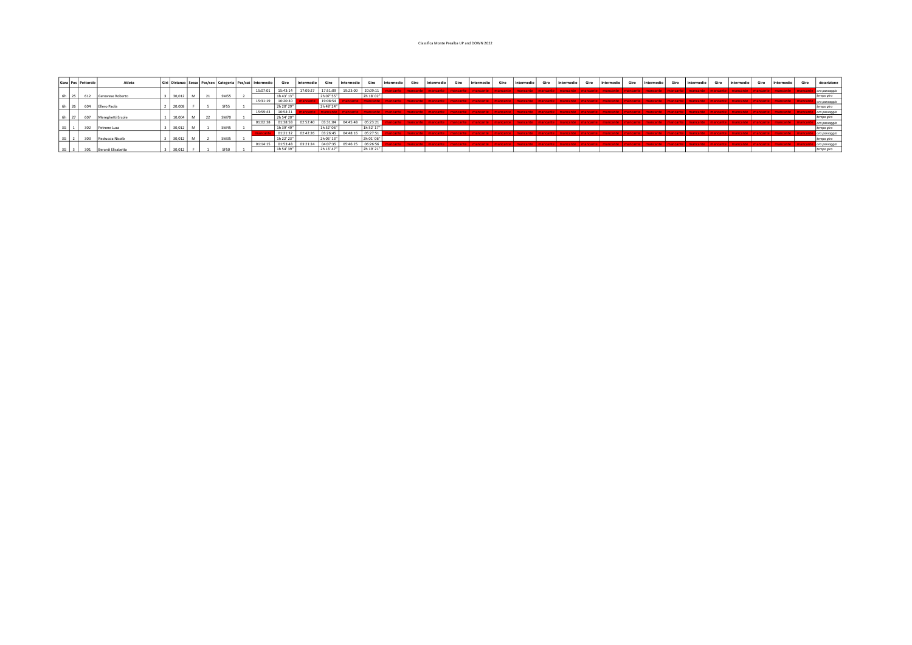Classifica Monte Prealba UP and DOWN 2022

| Gara | Pos | Pettorale | Atleta | Giri | Distanza | Sesso | Pos/sex | Categoria | Pos/cat | Intermedio | Giro | Intermedio | Giro | Intermedio | Giro | Intermedio | Giro | Intermedio | Giro | Intermedio | Giro | Intermedio | Giro | Intermedio | Giro | Intermedio | Giro | Intermedio | Giro | Intermedio | Giro | Intermedio | Giro | Intermedio | Giro | Intermedio | Giro | Intermedio | Giro | descrizione |
|---|---|---|---|---|---|---|---|---|---|---|---|---|---|---|---|---|---|---|---|---|---|---|---|---|---|---|---|---|---|---|---|---|---|---|---|---|---|---|---|---|
| | | | | | | | | | | 15:07:01 | 15:43:14 | 17:09:27 | 17:51:09 | 19:23:00 | 20:09:11 | mancante | mancante | mancante | mancante | mancante | mancante | mancante | mancante | mancante | mancante | mancante | mancante | mancante | mancante | mancante | mancante | mancante | mancante | mancante | mancante | mancante | mancante | mancante | mancante | ora passaggio |
| 6h | 25 | 612 | Genovese Roberto | 3 | 30,012 | M | 21 | SM55 | 2 | | 1h 43' 13" | | 2h 07' 55" | | 2h 18' 02" | | | | | | | | | | | | | | | | | | | | | | | | | tempo giro |
| | | | | | | | | | | 15:31:19 | 16:20:30 | mancante | 19:08:54 | mancante | mancante | mancante | mancante | mancante | mancante | mancante | mancante | mancante | mancante | mancante | mancante | mancante | mancante | mancante | mancante | mancante | mancante | mancante | mancante | mancante | mancante | mancante | mancante | mancante | mancante | ora passaggio |
| 6h | 26 | 604 | Ellero Paola | 2 | 20,008 | F | 5 | SF55 | 1 | | 2h 20' 29" | | 2h 48' 24" | | | | | | | | | | | | | | | | | | | | | | | | | | | tempo giro |
| | | | | | | | | | | 15:59:43 | 16:54:21 | mancante | mancante | mancante | mancante | mancante | mancante | mancante | mancante | mancante | mancante | mancante | mancante | mancante | mancante | mancante | mancante | mancante | mancante | mancante | mancante | mancante | mancante | mancante | mancante | mancante | mancante | mancante | mancante | ora passaggio |
| 6h | 27 | 607 | Meneghetti Ercole | 1 | 10,004 | M | 22 | SM70 | 1 | | 2h 54' 20" | | | | | | | | | | | | | | | | | | | | | | | | | | | | | tempo giro |
| | | | | | | | | | | 01:02:38 | 01:38:58 | 02:52:40 | 03:11:04 | 04:45:48 | 05:23:21 | mancante | mancante | mancante | mancante | mancante | mancante | mancante | mancante | mancante | mancante | mancante | mancante | mancante | mancante | mancante | mancante | mancante | mancante | mancante | mancante | mancante | mancante | mancante | mancante | ora passaggio |
| 3G | 1 | 302 | Petrone Luca | 3 | 30,012 | M | 1 | SM45 | 1 | | 1h 39' 49" | | 1h 52' 06" | | 1h 52' 17" | | | | | | | | | | | | | | | | | | | | | | | | | tempo giro |
| | | | | | | | | | | mancante | 01:21:32 | 02:42:26 | 03:26:45 | 04:48:16 | 05:27:51 | mancante | mancante | mancante | mancante | mancante | mancante | mancante | mancante | mancante | mancante | mancante | mancante | mancante | mancante | mancante | mancante | mancante | mancante | mancante | mancante | mancante | mancante | mancante | mancante | ora passaggio |
| 3G | 2 | 303 | Restuccia Nicolò | 3 | 30,012 | M | 2 | SM35 | 1 | | 1h 22' 23" | | 2h 05' 13" | | 2h 01' 06" | | | | | | | | | | | | | | | | | | | | | | | | | tempo giro |
| | | | | | | | | | | 01:14:15 | 01:53:48 | 03:21:24 | 04:07:35 | 05:46:25 | 06:26:56 | mancante | mancante | mancante | mancante | mancante | mancante | mancante | mancante | mancante | mancante | mancante | mancante | mancante | mancante | mancante | mancante | mancante | mancante | mancante | mancante | mancante | mancante | mancante | mancante | ora passaggio |
| 3G | 3 | 301 | Berardi Elisabetta | 3 | 30,012 | F | 1 | SF50 | 1 | | 1h 54' 39" | | 2h 13' 47" | | 2h 19' 21" | | | | | | | | | | | | | | | | | | | | | | | | | tempo giro |